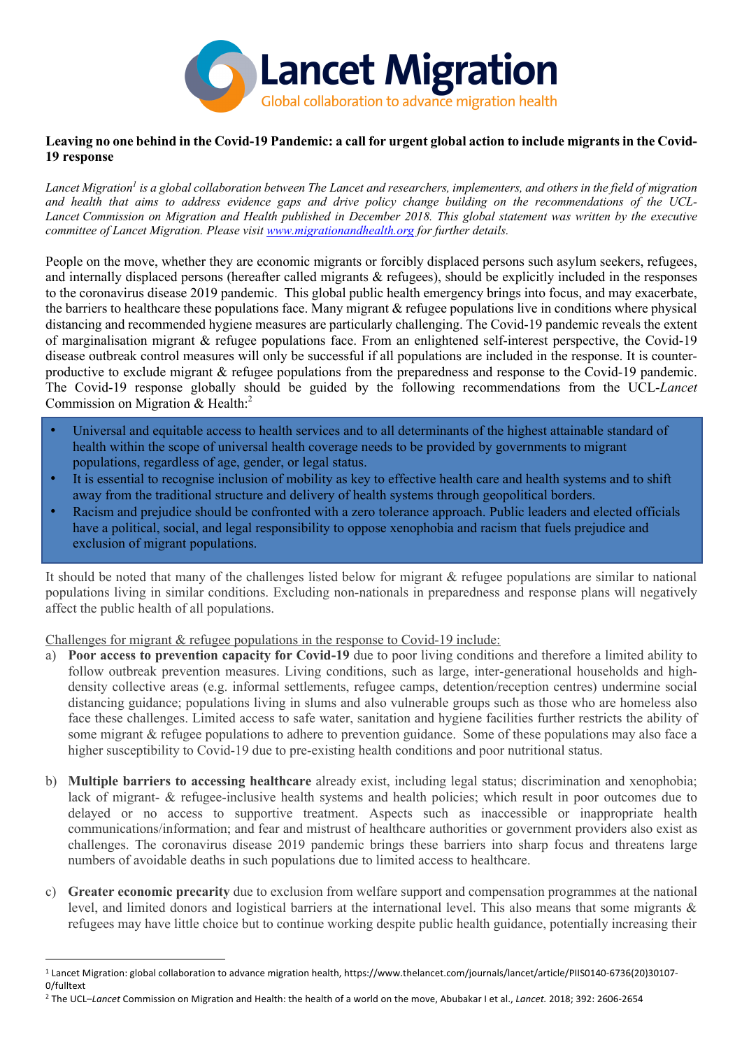Lancet Migration

Global collaboration to advance migration health

**Leaving no one behind in the Covid-19 Pandemic: a call for urgent global action to include migrants in the Covid-19 response**

*Lancet Migration[1] is a global collaboration between The Lancet and researchers, implementers, and others in the field of migration and health that aims to address evidence gaps and drive policy change building on the recommendations of the UCL-Lancet Commission on Migration and Health published in December 2018. This global statement was written by the executive committee of Lancet Migration. Please visit [www.migrationandhealth.org](www.migrationandhealth.org) for further details.*

People on the move, whether they are economic migrants or forcibly displaced persons such asylum seekers, refugees, and internally displaced persons (hereafter called migrants & refugees), should be explicitly included in the responses to the coronavirus disease 2019 pandemic. This global public health emergency brings into focus, and may exacerbate, the barriers to healthcare these populations face. Many migrant & refugee populations live in conditions where physical distancing and recommended hygiene measures are particularly challenging. The Covid-19 pandemic reveals the extent of marginalisation migrant & refugee populations face. From an enlightened self-interest perspective, the Covid-19 disease outbreak control measures will only be successful if all populations are included in the response. It is counter-productive to exclude migrant & refugee populations from the preparedness and response to the Covid-19 pandemic. The Covid-19 response globally should be guided by the following recommendations from the UCL-*Lancet* Commission on Migration & Health:[2]

- Universal and equitable access to health services and to all determinants of the highest attainable standard of health within the scope of universal health coverage needs to be provided by governments to migrant populations, regardless of age, gender, or legal status.
- It is essential to recognise inclusion of mobility as key to effective health care and health systems and to shift away from the traditional structure and delivery of health systems through geopolitical borders.
- Racism and prejudice should be confronted with a zero tolerance approach. Public leaders and elected officials have a political, social, and legal responsibility to oppose xenophobia and racism that fuels prejudice and exclusion of migrant populations.

It should be noted that many of the challenges listed below for migrant & refugee populations are similar to national populations living in similar conditions. Excluding non-nationals in preparedness and response plans will negatively affect the public health of all populations.

<u>Challenges for migrant & refugee populations in the response to Covid-19 include:</u>

a) **Poor access to prevention capacity for Covid-19** due to poor living conditions and therefore a limited ability to follow outbreak prevention measures. Living conditions, such as large, inter-generational households and high-density collective areas (e.g. informal settlements, refugee camps, detention/reception centres) undermine social distancing guidance; populations living in slums and also vulnerable groups such as those who are homeless also face these challenges. Limited access to safe water, sanitation and hygiene facilities further restricts the ability of some migrant & refugee populations to adhere to prevention guidance. Some of these populations may also face a higher susceptibility to Covid-19 due to pre-existing health conditions and poor nutritional status.

b) **Multiple barriers to accessing healthcare** already exist, including legal status; discrimination and xenophobia; lack of migrant- & refugee-inclusive health systems and health policies; which result in poor outcomes due to delayed or no access to supportive treatment. Aspects such as inaccessible or inappropriate health communications/information; and fear and mistrust of healthcare authorities or government providers also exist as challenges. The coronavirus disease 2019 pandemic brings these barriers into sharp focus and threatens large numbers of avoidable deaths in such populations due to limited access to healthcare.

c) **Greater economic precarity** due to exclusion from welfare support and compensation programmes at the national level, and limited donors and logistical barriers at the international level. This also means that some migrants & refugees may have little choice but to continue working despite public health guidance, potentially increasing their

---

[1] Lancet Migration: global collaboration to advance migration health, https://www.thelancet.com/journals/lancet/article/PIIS0140-6736(20)30107-0/fulltext

[2] The UCL–*Lancet* Commission on Migration and Health: the health of a world on the move, Abubakar I et al., *Lancet.* 2018; 392: 2606-2654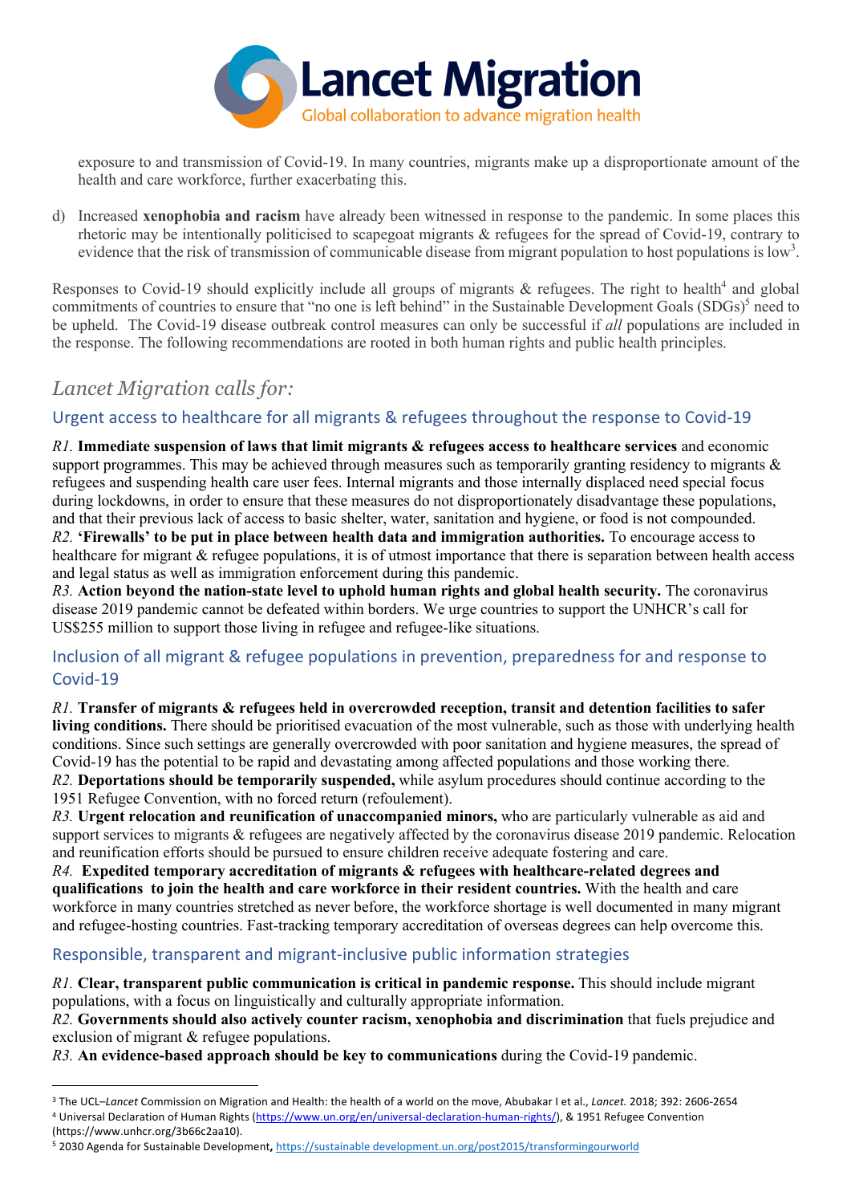exposure to and transmission of Covid-19. In many countries, migrants make up a disproportionate amount of the health and care workforce, further exacerbating this.

d) Increased **xenophobia and racism** have already been witnessed in response to the pandemic. In some places this rhetoric may be intentionally politicised to scapegoat migrants & refugees for the spread of Covid-19, contrary to evidence that the risk of transmission of communicable disease from migrant population to host populations is low[3].

Responses to Covid-19 should explicitly include all groups of migrants & refugees. The right to health[4] and global commitments of countries to ensure that "no one is left behind" in the Sustainable Development Goals (SDGs)[5] need to be upheld. The Covid-19 disease outbreak control measures can only be successful if *all* populations are included in the response. The following recommendations are rooted in both human rights and public health principles.

## *Lancet Migration calls for:*

### Urgent access to healthcare for all migrants & refugees throughout the response to Covid-19

*R1.* **Immediate suspension of laws that limit migrants & refugees access to healthcare services** and economic support programmes. This may be achieved through measures such as temporarily granting residency to migrants & refugees and suspending health care user fees. Internal migrants and those internally displaced need special focus during lockdowns, in order to ensure that these measures do not disproportionately disadvantage these populations, and that their previous lack of access to basic shelter, water, sanitation and hygiene, or food is not compounded.
*R2.* **'Firewalls' to be put in place between health data and immigration authorities.** To encourage access to healthcare for migrant & refugee populations, it is of utmost importance that there is separation between health access and legal status as well as immigration enforcement during this pandemic.
*R3.* **Action beyond the nation-state level to uphold human rights and global health security.** The coronavirus disease 2019 pandemic cannot be defeated within borders. We urge countries to support the UNHCR's call for US$255 million to support those living in refugee and refugee-like situations.

### Inclusion of all migrant & refugee populations in prevention, preparedness for and response to Covid-19

*R1.* **Transfer of migrants & refugees held in overcrowded reception, transit and detention facilities to safer living conditions.** There should be prioritised evacuation of the most vulnerable, such as those with underlying health conditions. Since such settings are generally overcrowded with poor sanitation and hygiene measures, the spread of Covid-19 has the potential to be rapid and devastating among affected populations and those working there.
*R2.* **Deportations should be temporarily suspended,** while asylum procedures should continue according to the 1951 Refugee Convention, with no forced return (refoulement).
*R3.* **Urgent relocation and reunification of unaccompanied minors,** who are particularly vulnerable as aid and support services to migrants & refugees are negatively affected by the coronavirus disease 2019 pandemic. Relocation and reunification efforts should be pursued to ensure children receive adequate fostering and care.
*R4.* **Expedited temporary accreditation of migrants & refugees with healthcare-related degrees and qualifications to join the health and care workforce in their resident countries.** With the health and care workforce in many countries stretched as never before, the workforce shortage is well documented in many migrant and refugee-hosting countries. Fast-tracking temporary accreditation of overseas degrees can help overcome this.

### Responsible, transparent and migrant-inclusive public information strategies

*R1.* **Clear, transparent public communication is critical in pandemic response.** This should include migrant populations, with a focus on linguistically and culturally appropriate information.
*R2.* **Governments should also actively counter racism, xenophobia and discrimination** that fuels prejudice and exclusion of migrant & refugee populations.
*R3.* **An evidence-based approach should be key to communications** during the Covid-19 pandemic.

---

[3] The UCL–*Lancet* Commission on Migration and Health: the health of a world on the move, Abubakar I et al., *Lancet.* 2018; 392: 2606-2654
[4] Universal Declaration of Human Rights (https://www.un.org/en/universal-declaration-human-rights/), & 1951 Refugee Convention (https://www.unhcr.org/3b66c2aa10).
[5] 2030 Agenda for Sustainable Development, https://sustainable development.un.org/post2015/transformingourworld